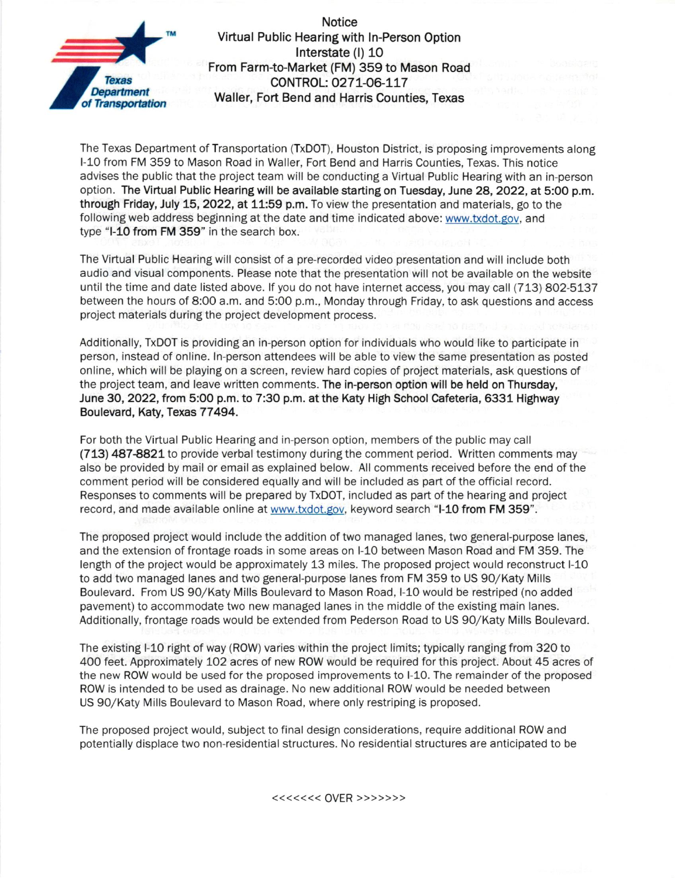# Notice

## Virtual Public Hearing with In-Person Option
## Interstate (I) 10
## From Farm-to-Market (FM) 359 to Mason Road
## CONTROL: 0271-06-117
## Waller, Fort Bend and Harris Counties, Texas

The Texas Department of Transportation (TxDOT), Houston District, is proposing improvements along I-10 from FM 359 to Mason Road in Waller, Fort Bend and Harris Counties, Texas. This notice advises the public that the project team will be conducting a Virtual Public Hearing with an in-person option. **The Virtual Public Hearing will be available starting on Tuesday, June 28, 2022, at 5:00 p.m. through Friday, July 15, 2022, at 11:59 p.m.** To view the presentation and materials, go to the following web address beginning at the date and time indicated above: www.txdot.gov, and type "**I-10 from FM 359**" in the search box.

The Virtual Public Hearing will consist of a pre-recorded video presentation and will include both audio and visual components. Please note that the presentation will not be available on the website until the time and date listed above. If you do not have internet access, you may call (713) 802-5137 between the hours of 8:00 a.m. and 5:00 p.m., Monday through Friday, to ask questions and access project materials during the project development process.

Additionally, TxDOT is providing an in-person option for individuals who would like to participate in person, instead of online. In-person attendees will be able to view the same presentation as posted online, which will be playing on a screen, review hard copies of project materials, ask questions of the project team, and leave written comments. **The in-person option will be held on Thursday, June 30, 2022, from 5:00 p.m. to 7:30 p.m. at the Katy High School Cafeteria, 6331 Highway Boulevard, Katy, Texas 77494.**

For both the Virtual Public Hearing and in-person option, members of the public may call **(713) 487-8821** to provide verbal testimony during the comment period. Written comments may also be provided by mail or email as explained below. All comments received before the end of the comment period will be considered equally and will be included as part of the official record. Responses to comments will be prepared by TxDOT, included as part of the hearing and project record, and made available online at www.txdot.gov, keyword search "**I-10 from FM 359**".

The proposed project would include the addition of two managed lanes, two general-purpose lanes, and the extension of frontage roads in some areas on I-10 between Mason Road and FM 359. The length of the project would be approximately 13 miles. The proposed project would reconstruct I-10 to add two managed lanes and two general-purpose lanes from FM 359 to US 90/Katy Mills Boulevard. From US 90/Katy Mills Boulevard to Mason Road, I-10 would be restriped (no added pavement) to accommodate two new managed lanes in the middle of the existing main lanes. Additionally, frontage roads would be extended from Pederson Road to US 90/Katy Mills Boulevard.

The existing I-10 right of way (ROW) varies within the project limits; typically ranging from 320 to 400 feet. Approximately 102 acres of new ROW would be required for this project. About 45 acres of the new ROW would be used for the proposed improvements to I-10. The remainder of the proposed ROW is intended to be used as drainage. No new additional ROW would be needed between US 90/Katy Mills Boulevard to Mason Road, where only restriping is proposed.

The proposed project would, subject to final design considerations, require additional ROW and potentially displace two non-residential structures. No residential structures are anticipated to be

<<<<<<< OVER >>>>>>>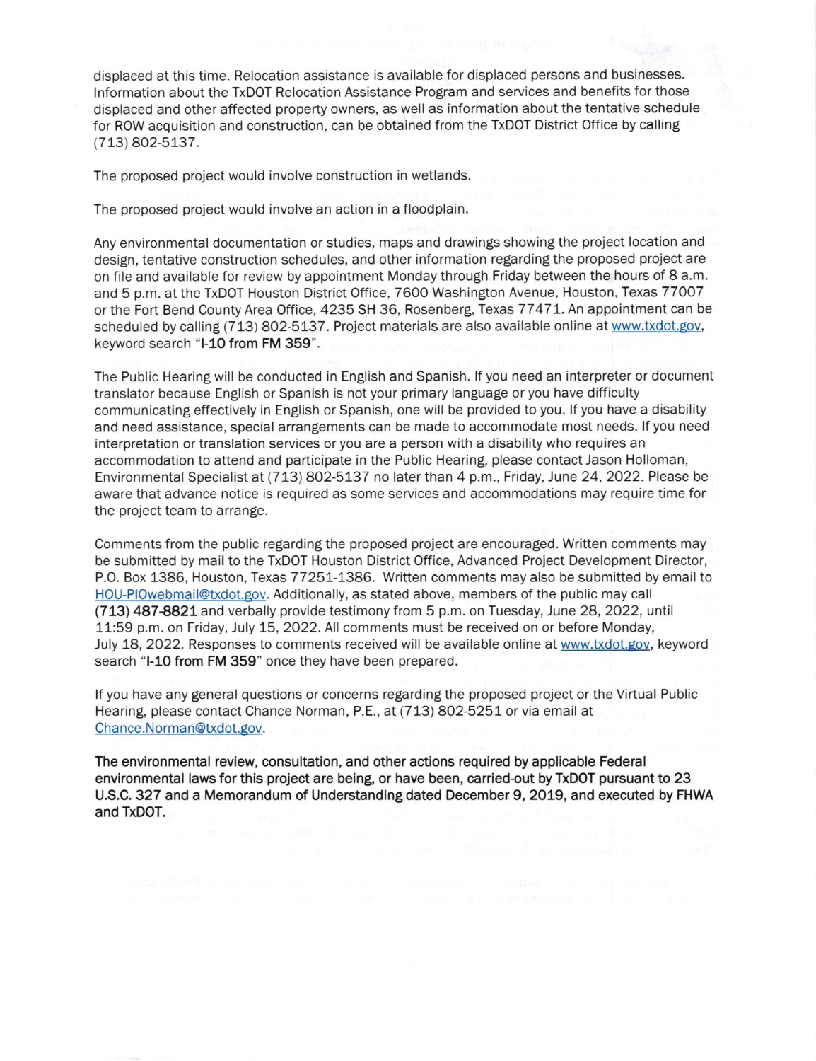displaced at this time. Relocation assistance is available for displaced persons and businesses. Information about the TxDOT Relocation Assistance Program and services and benefits for those displaced and other affected property owners, as well as information about the tentative schedule for ROW acquisition and construction, can be obtained from the TxDOT District Office by calling (713) 802-5137.

The proposed project would involve construction in wetlands.

The proposed project would involve an action in a floodplain.

Any environmental documentation or studies, maps and drawings showing the project location and design, tentative construction schedules, and other information regarding the proposed project are on file and available for review by appointment Monday through Friday between the hours of 8 a.m. and 5 p.m. at the TxDOT Houston District Office, 7600 Washington Avenue, Houston, Texas 77007 or the Fort Bend County Area Office, 4235 SH 36, Rosenberg, Texas 77471. An appointment can be scheduled by calling (713) 802-5137. Project materials are also available online at www.txdot.gov, keyword search "**I-10 from FM 359**".

The Public Hearing will be conducted in English and Spanish. If you need an interpreter or document translator because English or Spanish is not your primary language or you have difficulty communicating effectively in English or Spanish, one will be provided to you. If you have a disability and need assistance, special arrangements can be made to accommodate most needs. If you need interpretation or translation services or you are a person with a disability who requires an accommodation to attend and participate in the Public Hearing, please contact Jason Holloman, Environmental Specialist at (713) 802-5137 no later than 4 p.m., Friday, June 24, 2022. Please be aware that advance notice is required as some services and accommodations may require time for the project team to arrange.

Comments from the public regarding the proposed project are encouraged. Written comments may be submitted by mail to the TxDOT Houston District Office, Advanced Project Development Director, P.O. Box 1386, Houston, Texas 77251-1386. Written comments may also be submitted by email to HOU-PIOwebmail@txdot.gov. Additionally, as stated above, members of the public may call **(713) 487-8821** and verbally provide testimony from 5 p.m. on Tuesday, June 28, 2022, until 11:59 p.m. on Friday, July 15, 2022. All comments must be received on or before Monday, July 18, 2022. Responses to comments received will be available online at www.txdot.gov, keyword search "**I-10 from FM 359**" once they have been prepared.

If you have any general questions or concerns regarding the proposed project or the Virtual Public Hearing, please contact Chance Norman, P.E., at (713) 802-5251 or via email at Chance.Norman@txdot.gov.

**The environmental review, consultation, and other actions required by applicable Federal environmental laws for this project are being, or have been, carried-out by TxDOT pursuant to 23 U.S.C. 327 and a Memorandum of Understanding dated December 9, 2019, and executed by FHWA and TxDOT.**